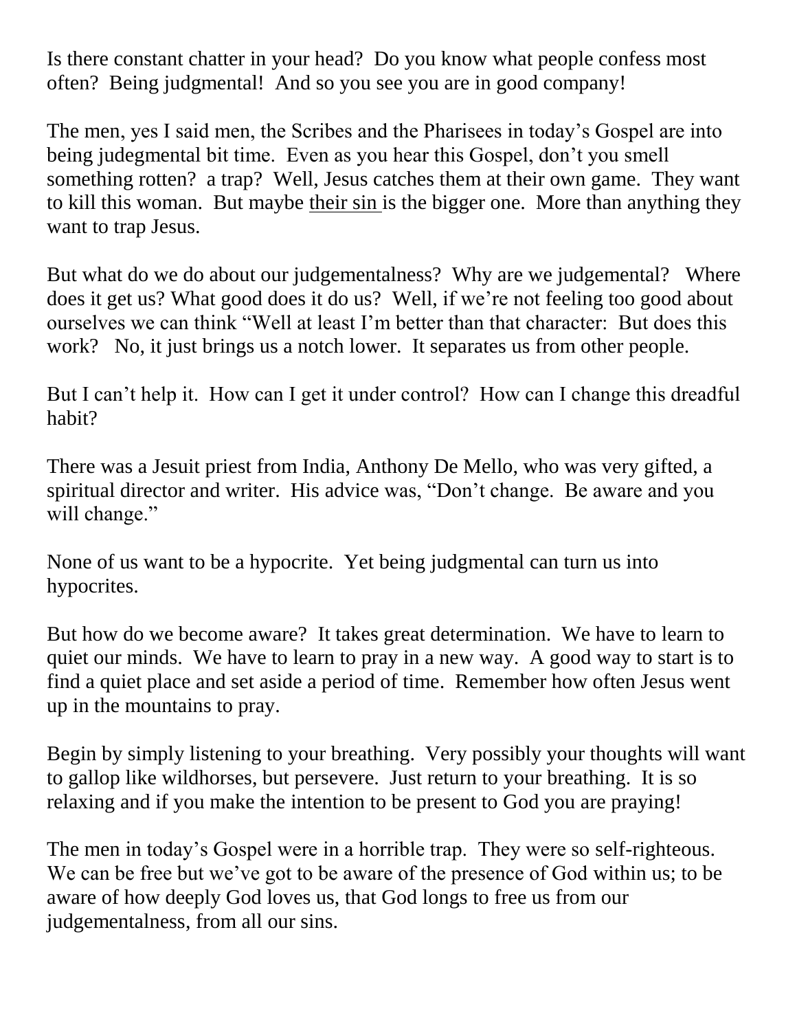Is there constant chatter in your head? Do you know what people confess most often? Being judgmental! And so you see you are in good company!

The men, yes I said men, the Scribes and the Pharisees in today's Gospel are into being judegmental bit time. Even as you hear this Gospel, don't you smell something rotten? a trap? Well, Jesus catches them at their own game. They want to kill this woman. But maybe <u>their sin</u> is the bigger one. More than anything they want to trap Jesus.

But what do we do about our judgementalness? Why are we judgemental? Where does it get us? What good does it do us? Well, if we're not feeling too good about ourselves we can think "Well at least I'm better than that character: But does this work? No, it just brings us a notch lower. It separates us from other people.

But I can't help it. How can I get it under control? How can I change this dreadful habit?

There was a Jesuit priest from India, Anthony De Mello, who was very gifted, a spiritual director and writer. His advice was, "Don't change. Be aware and you will change."

None of us want to be a hypocrite. Yet being judgmental can turn us into hypocrites.

But how do we become aware? It takes great determination. We have to learn to quiet our minds. We have to learn to pray in a new way. A good way to start is to find a quiet place and set aside a period of time. Remember how often Jesus went up in the mountains to pray.

Begin by simply listening to your breathing. Very possibly your thoughts will want to gallop like wildhorses, but persevere. Just return to your breathing. It is so relaxing and if you make the intention to be present to God you are praying!

The men in today's Gospel were in a horrible trap. They were so self-righteous. We can be free but we've got to be aware of the presence of God within us; to be aware of how deeply God loves us, that God longs to free us from our judgementalness, from all our sins.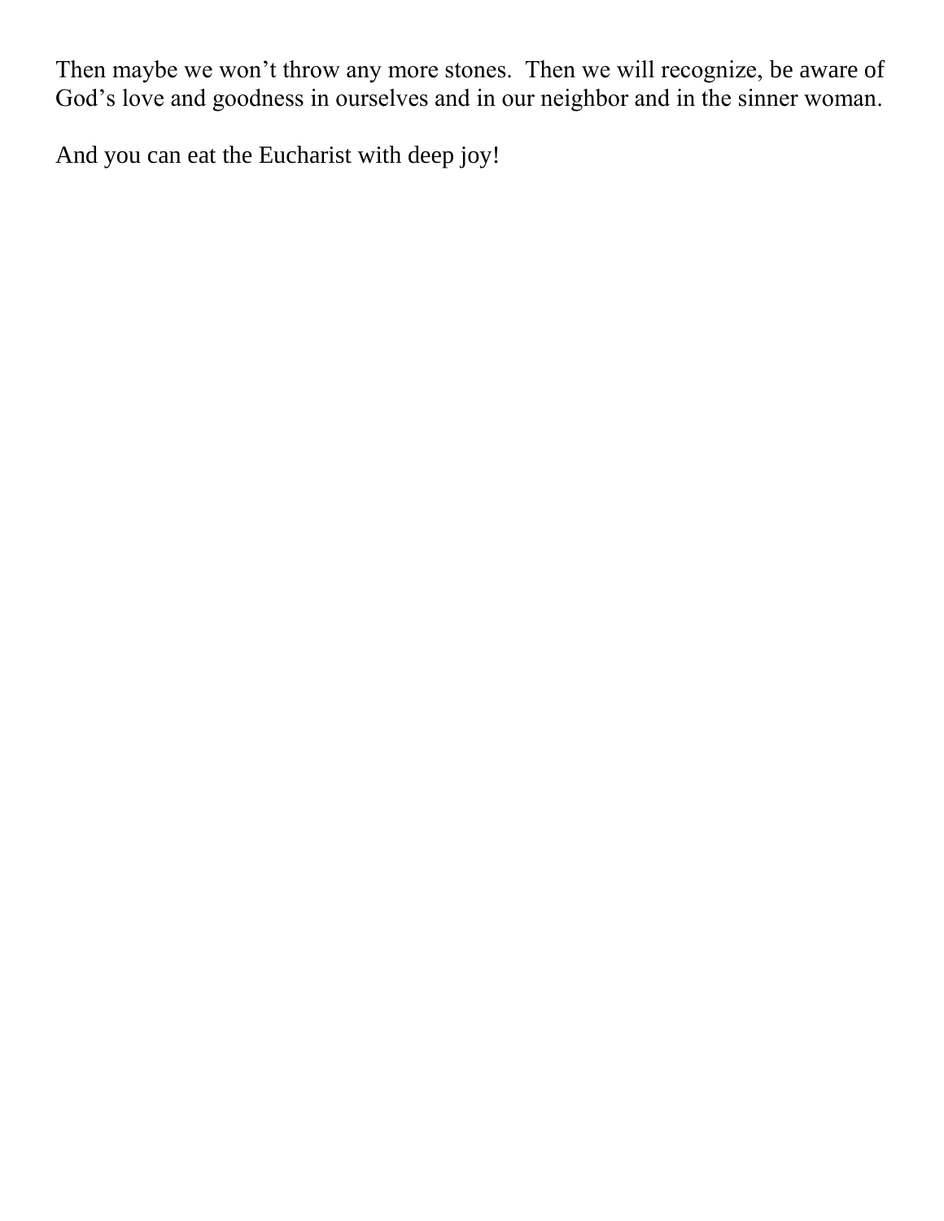Then maybe we won't throw any more stones.  Then we will recognize, be aware of God's love and goodness in ourselves and in our neighbor and in the sinner woman.

And you can eat the Eucharist with deep joy!